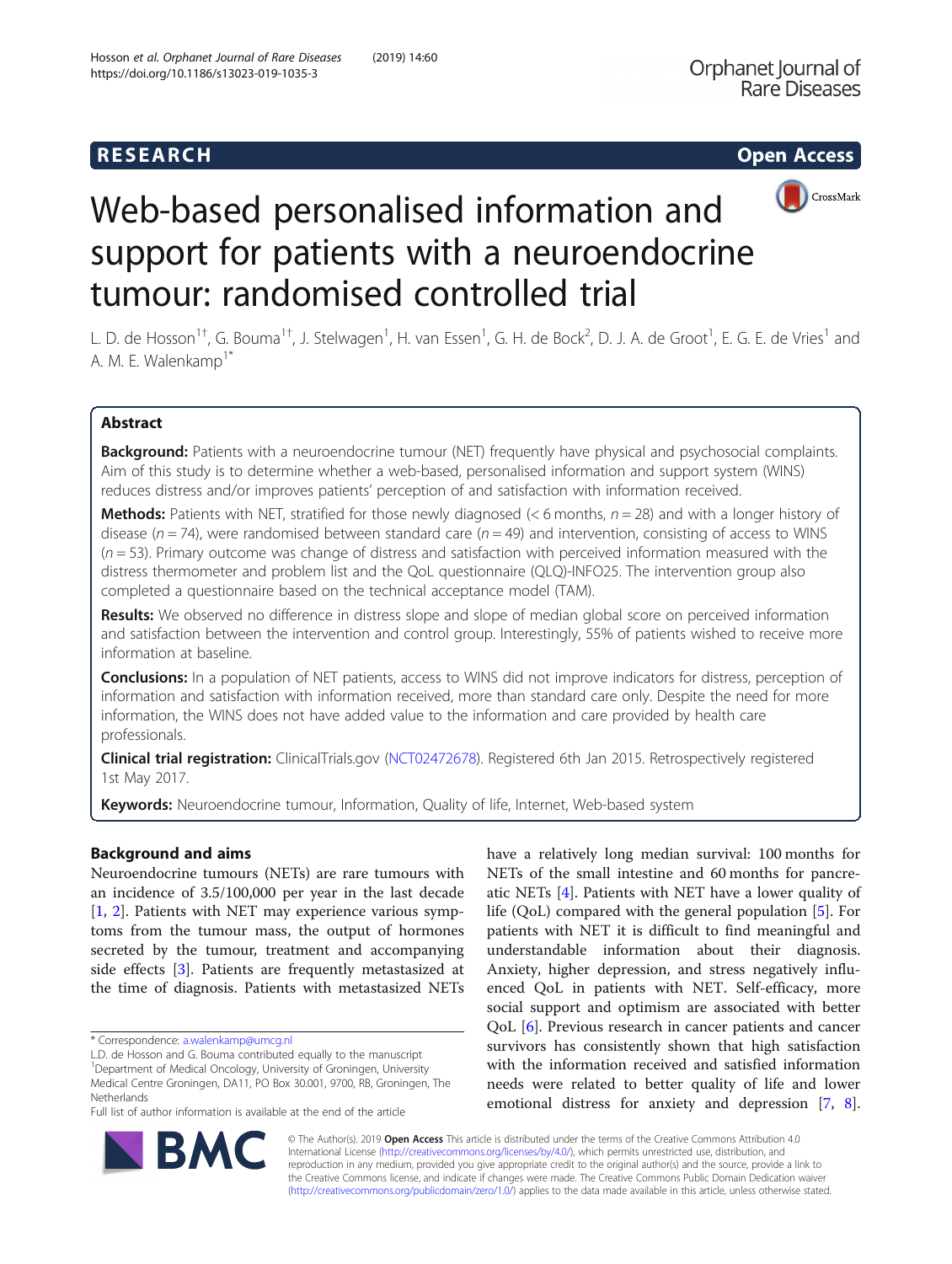RESEARCH

Open Access

# Web-based personalised information and support for patients with a neuroendocrine tumour: randomised controlled trial

L. D. de Hosson[1†], G. Bouma[1†], J. Stelwagen[1], H. van Essen[1], G. H. de Bock[2], D. J. A. de Groot[1], E. G. E. de Vries[1] and A. M. E. Walenkamp[1*]

## Abstract

**Background:** Patients with a neuroendocrine tumour (NET) frequently have physical and psychosocial complaints. Aim of this study is to determine whether a web-based, personalised information and support system (WINS) reduces distress and/or improves patients' perception of and satisfaction with information received.

**Methods:** Patients with NET, stratified for those newly diagnosed (< 6 months, $n = 28$) and with a longer history of disease ($n = 74$), were randomised between standard care ($n = 49$) and intervention, consisting of access to WINS ($n = 53$). Primary outcome was change of distress and satisfaction with perceived information measured with the distress thermometer and problem list and the QoL questionnaire (QLQ)-INFO25. The intervention group also completed a questionnaire based on the technical acceptance model (TAM).

**Results:** We observed no difference in distress slope and slope of median global score on perceived information and satisfaction between the intervention and control group. Interestingly, 55% of patients wished to receive more information at baseline.

**Conclusions:** In a population of NET patients, access to WINS did not improve indicators for distress, perception of information and satisfaction with information received, more than standard care only. Despite the need for more information, the WINS does not have added value to the information and care provided by health care professionals.

**Clinical trial registration:** ClinicalTrials.gov (NCT02472678). Registered 6th Jan 2015. Retrospectively registered 1st May 2017.

**Keywords:** Neuroendocrine tumour, Information, Quality of life, Internet, Web-based system

## Background and aims

Neuroendocrine tumours (NETs) are rare tumours with an incidence of 3.5/100,000 per year in the last decade [1, 2]. Patients with NET may experience various symptoms from the tumour mass, the output of hormones secreted by the tumour, treatment and accompanying side effects [3]. Patients are frequently metastasized at the time of diagnosis. Patients with metastasized NETs have a relatively long median survival: 100 months for NETs of the small intestine and 60 months for pancreatic NETs [4]. Patients with NET have a lower quality of life (QoL) compared with the general population [5]. For patients with NET it is difficult to find meaningful and understandable information about their diagnosis. Anxiety, higher depression, and stress negatively influenced QoL in patients with NET. Self-efficacy, more social support and optimism are associated with better QoL [6]. Previous research in cancer patients and cancer survivors has consistently shown that high satisfaction with the information received and satisfied information needs were related to better quality of life and lower emotional distress for anxiety and depression [7, 8].

\* Correspondence: a.walenkamp@umcg.nl

L.D. de Hosson and G. Bouma contributed equally to the manuscript

[1]Department of Medical Oncology, University of Groningen, University Medical Centre Groningen, DA11, PO Box 30.001, 9700, RB, Groningen, The Netherlands

Full list of author information is available at the end of the article

© The Author(s). 2019 **Open Access** This article is distributed under the terms of the Creative Commons Attribution 4.0 International License (http://creativecommons.org/licenses/by/4.0/), which permits unrestricted use, distribution, and reproduction in any medium, provided you give appropriate credit to the original author(s) and the source, provide a link to the Creative Commons license, and indicate if changes were made. The Creative Commons Public Domain Dedication waiver (http://creativecommons.org/publicdomain/zero/1.0/) applies to the data made available in this article, unless otherwise stated.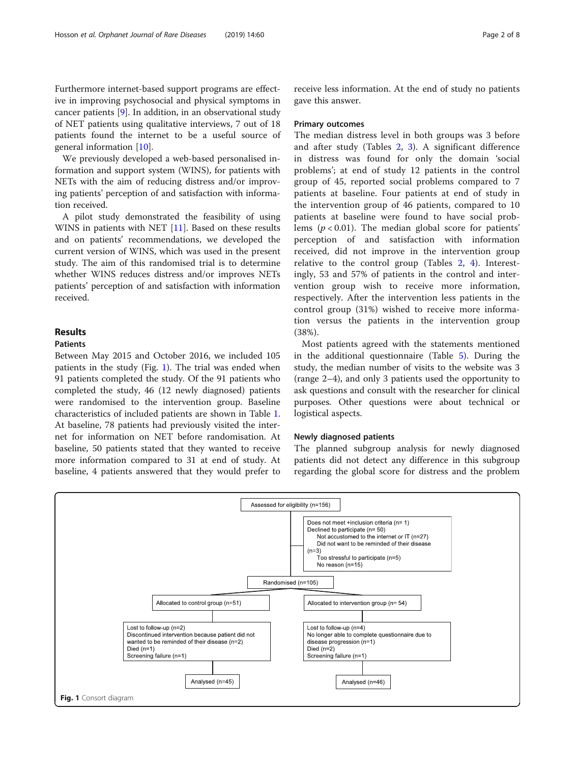Furthermore internet-based support programs are effective in improving psychosocial and physical symptoms in cancer patients [9]. In addition, in an observational study of NET patients using qualitative interviews, 7 out of 18 patients found the internet to be a useful source of general information [10].

We previously developed a web-based personalised information and support system (WINS), for patients with NETs with the aim of reducing distress and/or improving patients' perception of and satisfaction with information received.

A pilot study demonstrated the feasibility of using WINS in patients with NET [11]. Based on these results and on patients' recommendations, we developed the current version of WINS, which was used in the present study. The aim of this randomised trial is to determine whether WINS reduces distress and/or improves NETs patients' perception of and satisfaction with information received.

## Results

### Patients

Between May 2015 and October 2016, we included 105 patients in the study (Fig. 1). The trial was ended when 91 patients completed the study. Of the 91 patients who completed the study, 46 (12 newly diagnosed) patients were randomised to the intervention group. Baseline characteristics of included patients are shown in Table 1. At baseline, 78 patients had previously visited the internet for information on NET before randomisation. At baseline, 50 patients stated that they wanted to receive more information compared to 31 at end of study. At baseline, 4 patients answered that they would prefer to receive less information. At the end of study no patients gave this answer.

### Primary outcomes

The median distress level in both groups was 3 before and after study (Tables 2, 3). A significant difference in distress was found for only the domain 'social problems'; at end of study 12 patients in the control group of 45, reported social problems compared to 7 patients at baseline. Four patients at end of study in the intervention group of 46 patients, compared to 10 patients at baseline were found to have social problems ($p < 0.01$). The median global score for patients' perception of and satisfaction with information received, did not improve in the intervention group relative to the control group (Tables 2, 4). Interestingly, 53 and 57% of patients in the control and intervention group wish to receive more information, respectively. After the intervention less patients in the control group (31%) wished to receive more information versus the patients in the intervention group (38%).

Most patients agreed with the statements mentioned in the additional questionnaire (Table 5). During the study, the median number of visits to the website was 3 (range 2–4), and only 3 patients used the opportunity to ask questions and consult with the researcher for clinical purposes. Other questions were about technical or logistical aspects.

### Newly diagnosed patients

The planned subgroup analysis for newly diagnosed patients did not detect any difference in this subgroup regarding the global score for distress and the problem

Assessed for eligibility (n=156)

Does not meet +inclusion criteria (n= 1)
Declined to participate (n= 50)
Not accustomed to the internet or IT (n=27)
Did not want to be reminded of their disease (n=3)
Too stressful to participate (n=5)
No reason (n=15)

Randomised (n=105)

Allocated to control group (n=51)

Lost to follow-up (n=2)
Discontinued intervention because patient did not wanted to be reminded of their disease (n=2)
Died (n=1)
Screening failure (n=1)

Analysed (n=45)

Allocated to intervention group (n= 54)

Lost to follow-up (n=4)
No longer able to complete questionnaire due to disease progression (n=1)
Died (n=2)
Screening failure (n=1)

Analysed (n=46)

**Fig. 1** Consort diagram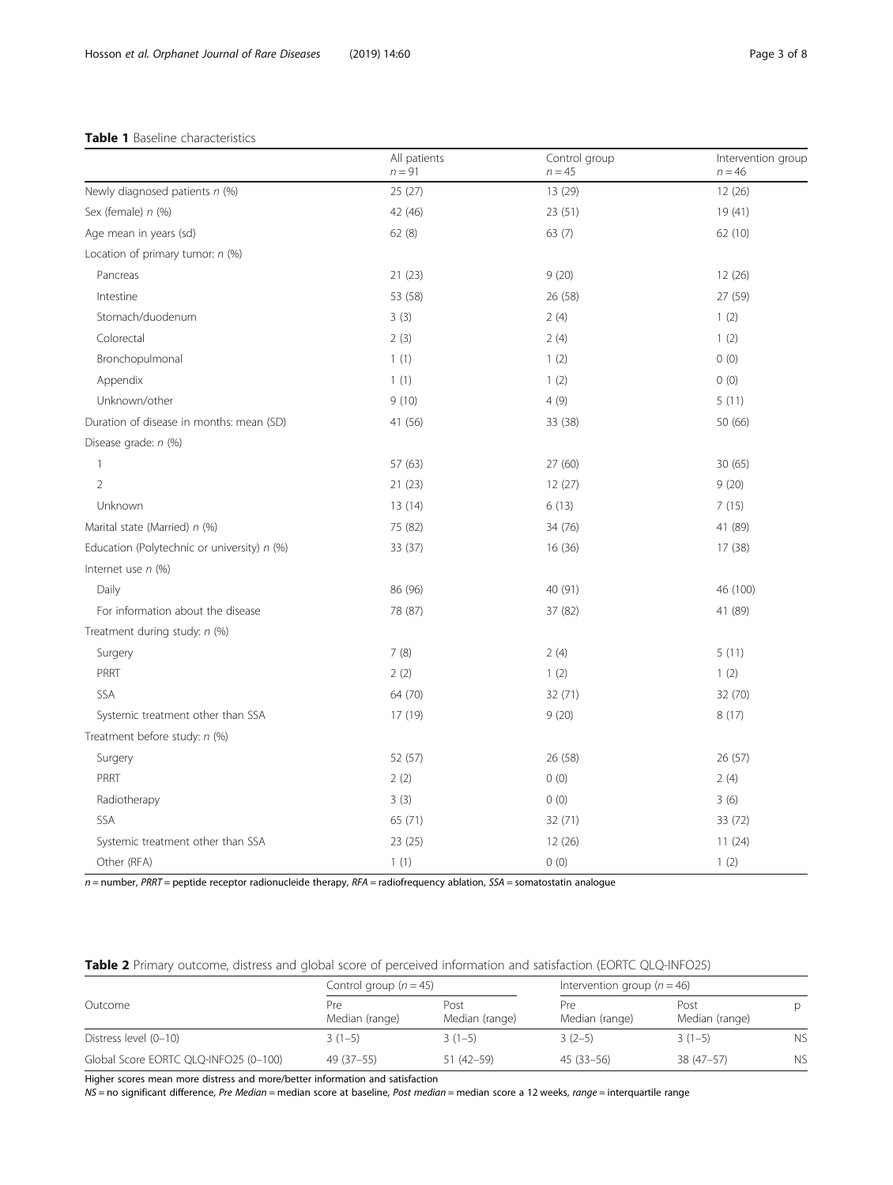**Table 1** Baseline characteristics

| | All patients $n = 91$ | Control group $n = 45$ | Intervention group $n = 46$ |
|---|---|---|---|
| Newly diagnosed patients *n* (%) | 25 (27) | 13 (29) | 12 (26) |
| Sex (female) *n* (%) | 42 (46) | 23 (51) | 19 (41) |
| Age mean in years (sd) | 62 (8) | 63 (7) | 62 (10) |
| Location of primary tumor: *n* (%) | | | |
| Pancreas | 21 (23) | 9 (20) | 12 (26) |
| Intestine | 53 (58) | 26 (58) | 27 (59) |
| Stomach/duodenum | 3 (3) | 2 (4) | 1 (2) |
| Colorectal | 2 (3) | 2 (4) | 1 (2) |
| Bronchopulmonal | 1 (1) | 1 (2) | 0 (0) |
| Appendix | 1 (1) | 1 (2) | 0 (0) |
| Unknown/other | 9 (10) | 4 (9) | 5 (11) |
| Duration of disease in months: mean (SD) | 41 (56) | 33 (38) | 50 (66) |
| Disease grade: *n* (%) | | | |
| 1 | 57 (63) | 27 (60) | 30 (65) |
| 2 | 21 (23) | 12 (27) | 9 (20) |
| Unknown | 13 (14) | 6 (13) | 7 (15) |
| Marital state (Married) *n* (%) | 75 (82) | 34 (76) | 41 (89) |
| Education (Polytechnic or university) *n* (%) | 33 (37) | 16 (36) | 17 (38) |
| Internet use *n* (%) | | | |
| Daily | 86 (96) | 40 (91) | 46 (100) |
| For information about the disease | 78 (87) | 37 (82) | 41 (89) |
| Treatment during study: *n* (%) | | | |
| Surgery | 7 (8) | 2 (4) | 5 (11) |
| PRRT | 2 (2) | 1 (2) | 1 (2) |
| SSA | 64 (70) | 32 (71) | 32 (70) |
| Systemic treatment other than SSA | 17 (19) | 9 (20) | 8 (17) |
| Treatment before study: *n* (%) | | | |
| Surgery | 52 (57) | 26 (58) | 26 (57) |
| PRRT | 2 (2) | 0 (0) | 2 (4) |
| Radiotherapy | 3 (3) | 0 (0) | 3 (6) |
| SSA | 65 (71) | 32 (71) | 33 (72) |
| Systemic treatment other than SSA | 23 (25) | 12 (26) | 11 (24) |
| Other (RFA) | 1 (1) | 0 (0) | 1 (2) |

*n* = number, *PRRT* = peptide receptor radionucleide therapy, *RFA* = radiofrequency ablation, *SSA* = somatostatin analogue

**Table 2** Primary outcome, distress and global score of perceived information and satisfaction (EORTC QLQ-INFO25)

| Outcome | Control group ($n = 45$) | | Intervention group ($n = 46$) | | p |
|---|---|---|---|---|---|
| | Pre Median (range) | Post Median (range) | Pre Median (range) | Post Median (range) | |
| Distress level (0–10) | 3 (1–5) | 3 (1–5) | 3 (2–5) | 3 (1–5) | NS |
| Global Score EORTC QLQ-INFO25 (0–100) | 49 (37–55) | 51 (42–59) | 45 (33–56) | 38 (47–57) | NS |

Higher scores mean more distress and more/better information and satisfaction
*NS* = no significant difference, *Pre Median* = median score at baseline, *Post median* = median score a 12 weeks, *range* = interquartile range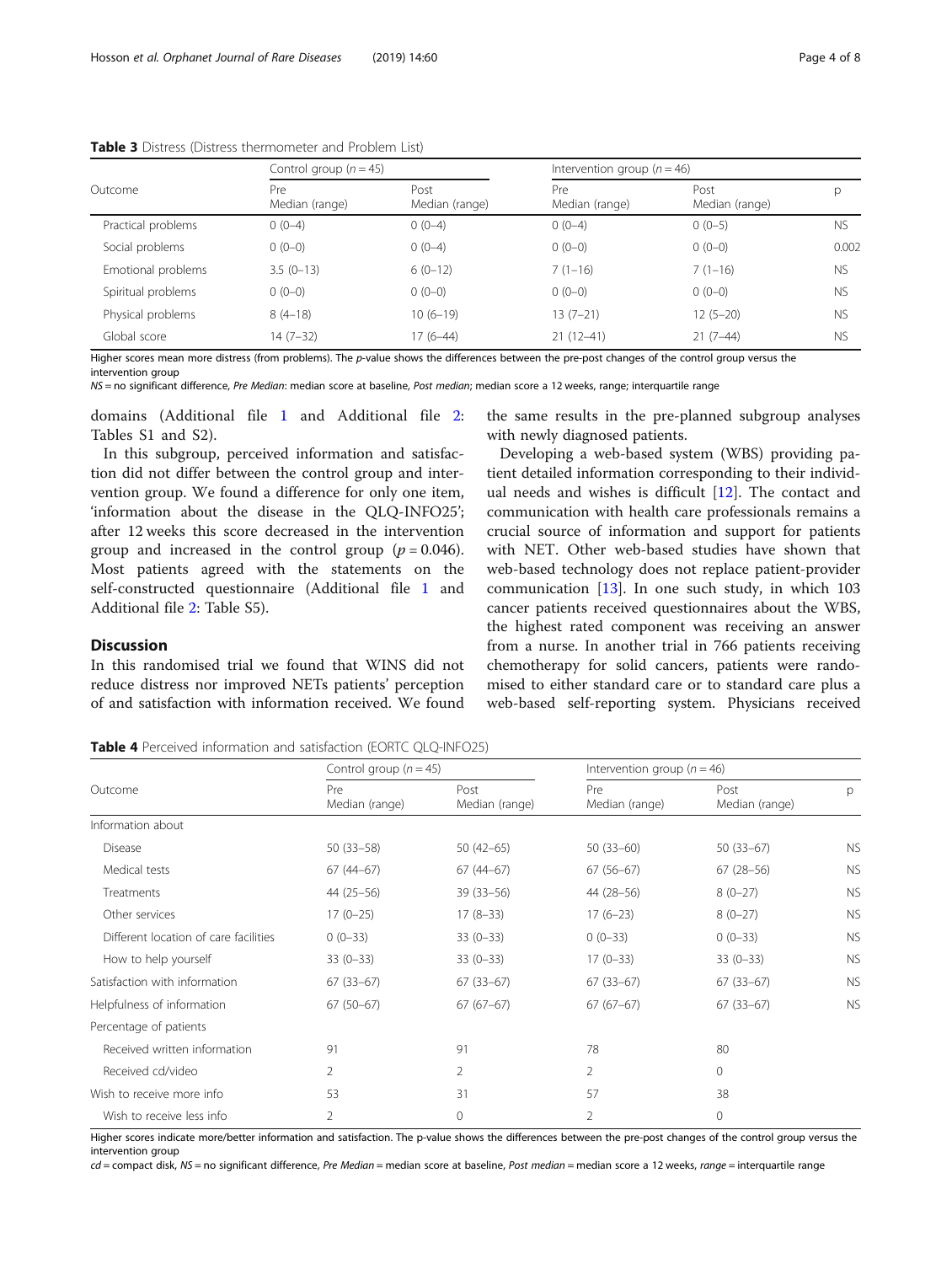**Table 3** Distress (Distress thermometer and Problem List)

| Outcome | Control group ($n = 45$) | | Intervention group ($n = 46$) | | |
|---|---|---|---|---|---|
| | Pre Median (range) | Post Median (range) | Pre Median (range) | Post Median (range) | p |
| Practical problems | 0 (0–4) | 0 (0–4) | 0 (0–4) | 0 (0–5) | NS |
| Social problems | 0 (0–0) | 0 (0–4) | 0 (0–0) | 0 (0–0) | 0.002 |
| Emotional problems | 3.5 (0–13) | 6 (0–12) | 7 (1–16) | 7 (1–16) | NS |
| Spiritual problems | 0 (0–0) | 0 (0–0) | 0 (0–0) | 0 (0–0) | NS |
| Physical problems | 8 (4–18) | 10 (6–19) | 13 (7–21) | 12 (5–20) | NS |
| Global score | 14 (7–32) | 17 (6–44) | 21 (12–41) | 21 (7–44) | NS |

Higher scores mean more distress (from problems). The *p*-value shows the differences between the pre-post changes of the control group versus the intervention group

*NS* = no significant difference, *Pre Median*: median score at baseline, *Post median*; median score a 12 weeks, range; interquartile range

domains (Additional file 1 and Additional file 2: Tables S1 and S2).

In this subgroup, perceived information and satisfaction did not differ between the control group and intervention group. We found a difference for only one item, 'information about the disease in the QLQ-INFO25'; after 12 weeks this score decreased in the intervention group and increased in the control group ($p = 0.046$). Most patients agreed with the statements on the self-constructed questionnaire (Additional file 1 and Additional file 2: Table S5).

## Discussion

In this randomised trial we found that WINS did not reduce distress nor improved NETs patients' perception of and satisfaction with information received. We found the same results in the pre-planned subgroup analyses with newly diagnosed patients.

Developing a web-based system (WBS) providing patient detailed information corresponding to their individual needs and wishes is difficult [12]. The contact and communication with health care professionals remains a crucial source of information and support for patients with NET. Other web-based studies have shown that web-based technology does not replace patient-provider communication [13]. In one such study, in which 103 cancer patients received questionnaires about the WBS, the highest rated component was receiving an answer from a nurse. In another trial in 766 patients receiving chemotherapy for solid cancers, patients were randomised to either standard care or to standard care plus a web-based self-reporting system. Physicians received

**Table 4** Perceived information and satisfaction (EORTC QLQ-INFO25)

| Outcome | Control group ($n = 45$) | | Intervention group ($n = 46$) | | |
|---|---|---|---|---|---|
| | Pre Median (range) | Post Median (range) | Pre Median (range) | Post Median (range) | p |
| Information about | | | | | |
| Disease | 50 (33–58) | 50 (42–65) | 50 (33–60) | 50 (33–67) | NS |
| Medical tests | 67 (44–67) | 67 (44–67) | 67 (56–67) | 67 (28–56) | NS |
| Treatments | 44 (25–56) | 39 (33–56) | 44 (28–56) | 8 (0–27) | NS |
| Other services | 17 (0–25) | 17 (8–33) | 17 (6–23) | 8 (0–27) | NS |
| Different location of care facilities | 0 (0–33) | 33 (0–33) | 0 (0–33) | 0 (0–33) | NS |
| How to help yourself | 33 (0–33) | 33 (0–33) | 17 (0–33) | 33 (0–33) | NS |
| Satisfaction with information | 67 (33–67) | 67 (33–67) | 67 (33–67) | 67 (33–67) | NS |
| Helpfulness of information | 67 (50–67) | 67 (67–67) | 67 (67–67) | 67 (33–67) | NS |
| Percentage of patients | | | | | |
| Received written information | 91 | 91 | 78 | 80 | |
| Received cd/video | 2 | 2 | 2 | 0 | |
| Wish to receive more info | 53 | 31 | 57 | 38 | |
| Wish to receive less info | 2 | 0 | 2 | 0 | |

Higher scores indicate more/better information and satisfaction. The p-value shows the differences between the pre-post changes of the control group versus the intervention group

*cd* = compact disk, *NS* = no significant difference, *Pre Median* = median score at baseline, *Post median* = median score a 12 weeks, *range* = interquartile range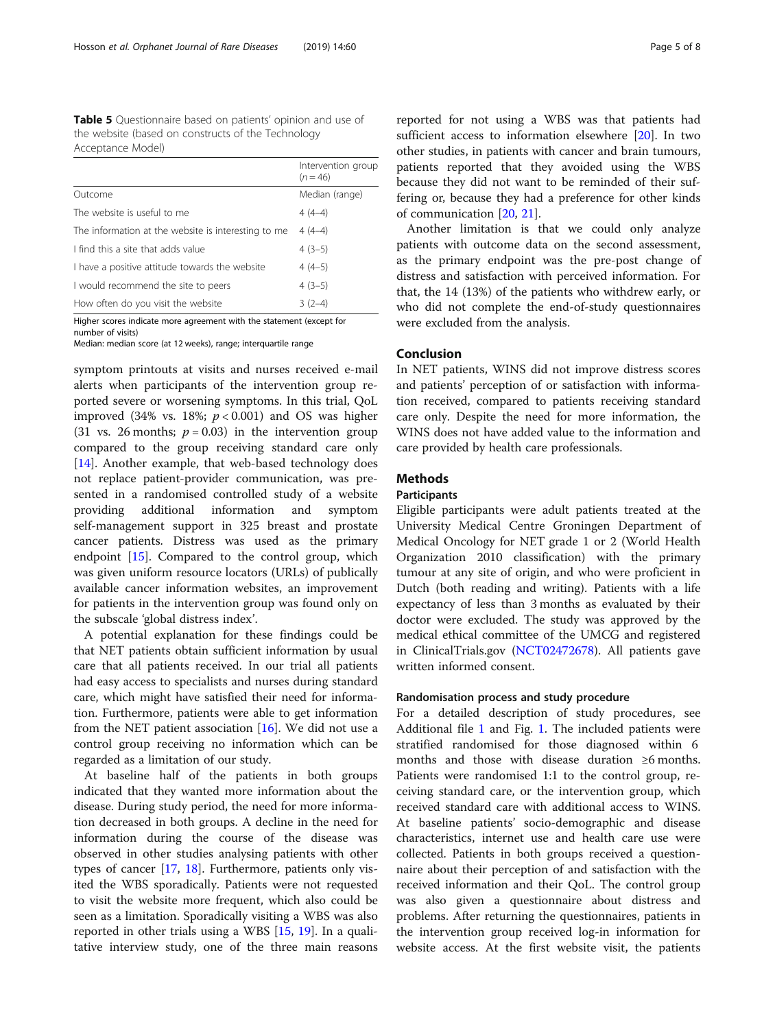**Table 5** Questionnaire based on patients' opinion and use of the website (based on constructs of the Technology Acceptance Model)

| | Intervention group ($n = 46$) |
|---|---|
| Outcome | Median (range) |
| The website is useful to me | 4 (4–4) |
| The information at the website is interesting to me | 4 (4–4) |
| I find this a site that adds value | 4 (3–5) |
| I have a positive attitude towards the website | 4 (4–5) |
| I would recommend the site to peers | 4 (3–5) |
| How often do you visit the website | 3 (2–4) |

Higher scores indicate more agreement with the statement (except for number of visits)
Median: median score (at 12 weeks), range; interquartile range

symptom printouts at visits and nurses received e-mail alerts when participants of the intervention group reported severe or worsening symptoms. In this trial, QoL improved (34% vs. 18%; $p < 0.001$) and OS was higher (31 vs. 26 months; $p = 0.03$) in the intervention group compared to the group receiving standard care only [14]. Another example, that web-based technology does not replace patient-provider communication, was presented in a randomised controlled study of a website providing additional information and symptom self-management support in 325 breast and prostate cancer patients. Distress was used as the primary endpoint [15]. Compared to the control group, which was given uniform resource locators (URLs) of publically available cancer information websites, an improvement for patients in the intervention group was found only on the subscale 'global distress index'.

A potential explanation for these findings could be that NET patients obtain sufficient information by usual care that all patients received. In our trial all patients had easy access to specialists and nurses during standard care, which might have satisfied their need for information. Furthermore, patients were able to get information from the NET patient association [16]. We did not use a control group receiving no information which can be regarded as a limitation of our study.

At baseline half of the patients in both groups indicated that they wanted more information about the disease. During study period, the need for more information decreased in both groups. A decline in the need for information during the course of the disease was observed in other studies analysing patients with other types of cancer [17, 18]. Furthermore, patients only visited the WBS sporadically. Patients were not requested to visit the website more frequent, which also could be seen as a limitation. Sporadically visiting a WBS was also reported in other trials using a WBS [15, 19]. In a qualitative interview study, one of the three main reasons reported for not using a WBS was that patients had sufficient access to information elsewhere [20]. In two other studies, in patients with cancer and brain tumours, patients reported that they avoided using the WBS because they did not want to be reminded of their suffering or, because they had a preference for other kinds of communication [20, 21].

Another limitation is that we could only analyze patients with outcome data on the second assessment, as the primary endpoint was the pre-post change of distress and satisfaction with perceived information. For that, the 14 (13%) of the patients who withdrew early, or who did not complete the end-of-study questionnaires were excluded from the analysis.

## Conclusion

In NET patients, WINS did not improve distress scores and patients' perception of or satisfaction with information received, compared to patients receiving standard care only. Despite the need for more information, the WINS does not have added value to the information and care provided by health care professionals.

## Methods

### Participants

Eligible participants were adult patients treated at the University Medical Centre Groningen Department of Medical Oncology for NET grade 1 or 2 (World Health Organization 2010 classification) with the primary tumour at any site of origin, and who were proficient in Dutch (both reading and writing). Patients with a life expectancy of less than 3 months as evaluated by their doctor were excluded. The study was approved by the medical ethical committee of the UMCG and registered in ClinicalTrials.gov (NCT02472678). All patients gave written informed consent.

### Randomisation process and study procedure

For a detailed description of study procedures, see Additional file 1 and Fig. 1. The included patients were stratified randomised for those diagnosed within 6 months and those with disease duration ≥6 months. Patients were randomised 1:1 to the control group, receiving standard care, or the intervention group, which received standard care with additional access to WINS. At baseline patients' socio-demographic and disease characteristics, internet use and health care use were collected. Patients in both groups received a questionnaire about their perception of and satisfaction with the received information and their QoL. The control group was also given a questionnaire about distress and problems. After returning the questionnaires, patients in the intervention group received log-in information for website access. At the first website visit, the patients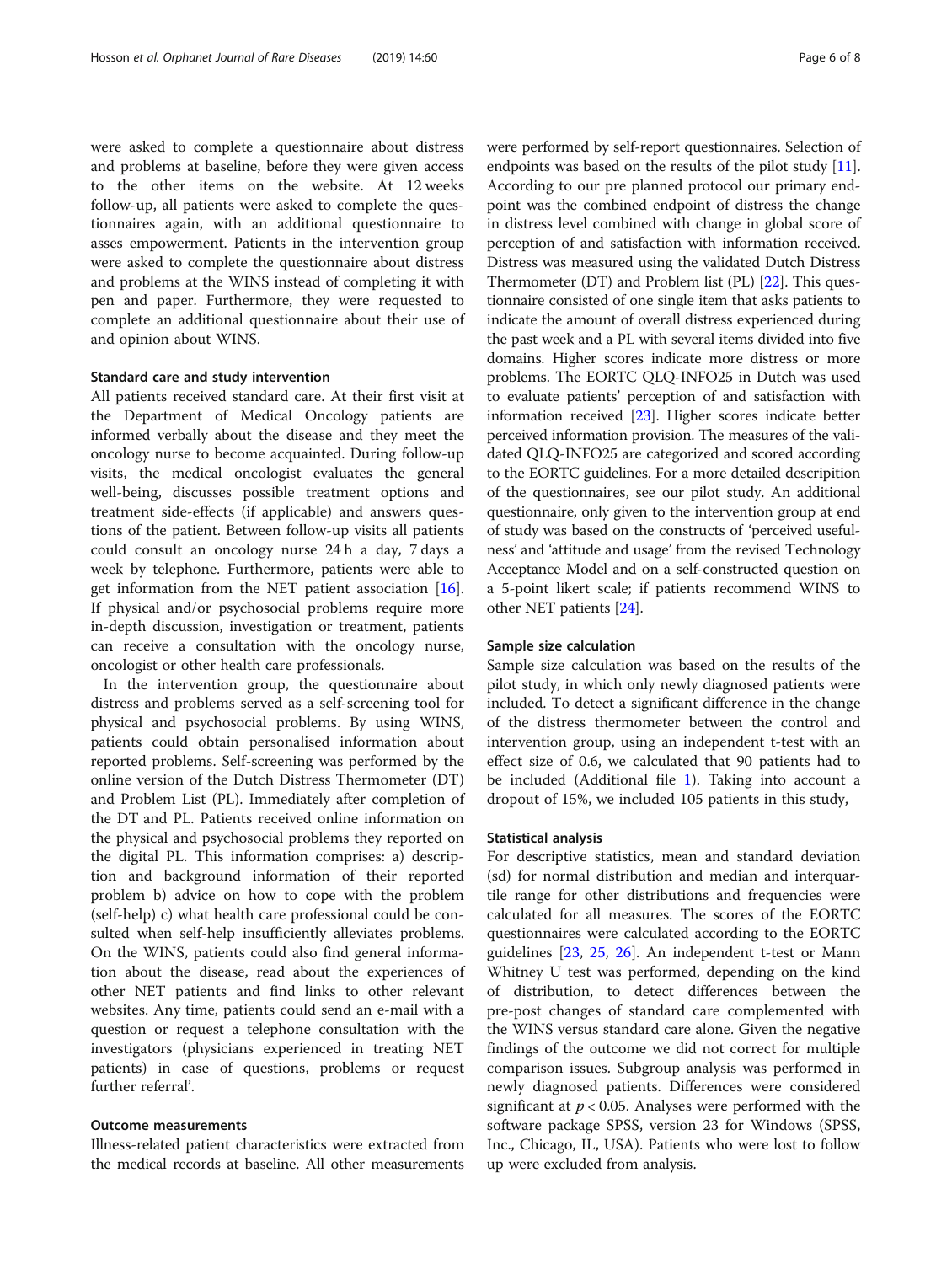were asked to complete a questionnaire about distress and problems at baseline, before they were given access to the other items on the website. At 12 weeks follow-up, all patients were asked to complete the questionnaires again, with an additional questionnaire to asses empowerment. Patients in the intervention group were asked to complete the questionnaire about distress and problems at the WINS instead of completing it with pen and paper. Furthermore, they were requested to complete an additional questionnaire about their use of and opinion about WINS.

### Standard care and study intervention

All patients received standard care. At their first visit at the Department of Medical Oncology patients are informed verbally about the disease and they meet the oncology nurse to become acquainted. During follow-up visits, the medical oncologist evaluates the general well-being, discusses possible treatment options and treatment side-effects (if applicable) and answers questions of the patient. Between follow-up visits all patients could consult an oncology nurse 24 h a day, 7 days a week by telephone. Furthermore, patients were able to get information from the NET patient association [16]. If physical and/or psychosocial problems require more in-depth discussion, investigation or treatment, patients can receive a consultation with the oncology nurse, oncologist or other health care professionals.

In the intervention group, the questionnaire about distress and problems served as a self-screening tool for physical and psychosocial problems. By using WINS, patients could obtain personalised information about reported problems. Self-screening was performed by the online version of the Dutch Distress Thermometer (DT) and Problem List (PL). Immediately after completion of the DT and PL. Patients received online information on the physical and psychosocial problems they reported on the digital PL. This information comprises: a) description and background information of their reported problem b) advice on how to cope with the problem (self-help) c) what health care professional could be consulted when self-help insufficiently alleviates problems. On the WINS, patients could also find general information about the disease, read about the experiences of other NET patients and find links to other relevant websites. Any time, patients could send an e-mail with a question or request a telephone consultation with the investigators (physicians experienced in treating NET patients) in case of questions, problems or request further referral'.

### Outcome measurements

Illness-related patient characteristics were extracted from the medical records at baseline. All other measurements were performed by self-report questionnaires. Selection of endpoints was based on the results of the pilot study [11]. According to our pre planned protocol our primary endpoint was the combined endpoint of distress the change in distress level combined with change in global score of perception of and satisfaction with information received. Distress was measured using the validated Dutch Distress Thermometer (DT) and Problem list (PL) [22]. This questionnaire consisted of one single item that asks patients to indicate the amount of overall distress experienced during the past week and a PL with several items divided into five domains. Higher scores indicate more distress or more problems. The EORTC QLQ-INFO25 in Dutch was used to evaluate patients' perception of and satisfaction with information received [23]. Higher scores indicate better perceived information provision. The measures of the validated QLQ-INFO25 are categorized and scored according to the EORTC guidelines. For a more detailed description of the questionnaires, see our pilot study. An additional questionnaire, only given to the intervention group at end of study was based on the constructs of 'perceived usefulness' and 'attitude and usage' from the revised Technology Acceptance Model and on a self-constructed question on a 5-point likert scale; if patients recommend WINS to other NET patients [24].

### Sample size calculation

Sample size calculation was based on the results of the pilot study, in which only newly diagnosed patients were included. To detect a significant difference in the change of the distress thermometer between the control and intervention group, using an independent t-test with an effect size of 0.6, we calculated that 90 patients had to be included (Additional file 1). Taking into account a dropout of 15%, we included 105 patients in this study,

### Statistical analysis

For descriptive statistics, mean and standard deviation (sd) for normal distribution and median and interquartile range for other distributions and frequencies were calculated for all measures. The scores of the EORTC questionnaires were calculated according to the EORTC guidelines [23, 25, 26]. An independent t-test or Mann Whitney U test was performed, depending on the kind of distribution, to detect differences between the pre-post changes of standard care complemented with the WINS versus standard care alone. Given the negative findings of the outcome we did not correct for multiple comparison issues. Subgroup analysis was performed in newly diagnosed patients. Differences were considered significant at $p < 0.05$. Analyses were performed with the software package SPSS, version 23 for Windows (SPSS, Inc., Chicago, IL, USA). Patients who were lost to follow up were excluded from analysis.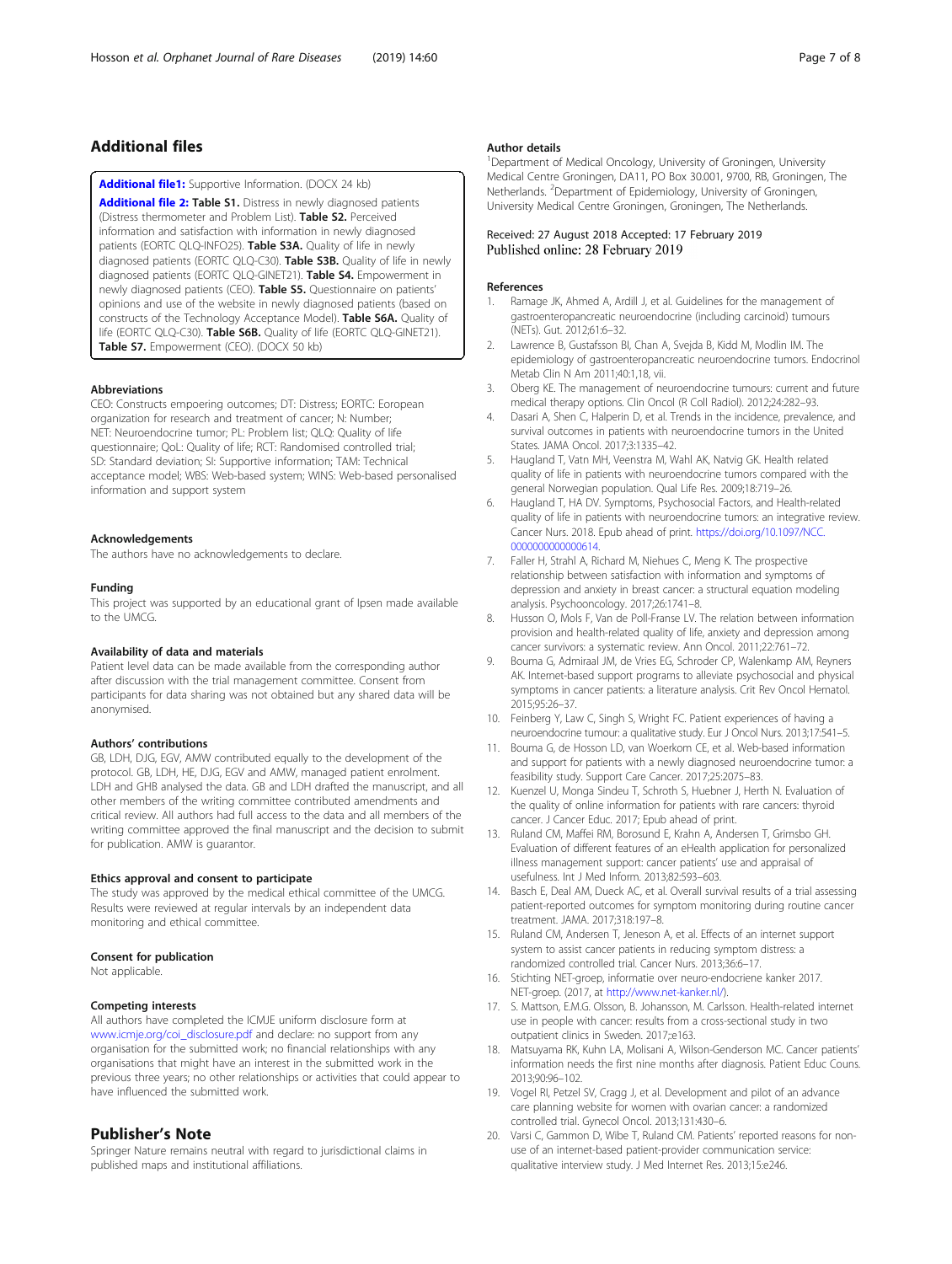## Additional files

**Additional file1:** Supportive Information. (DOCX 24 kb)

**Additional file 2: Table S1.** Distress in newly diagnosed patients (Distress thermometer and Problem List). **Table S2.** Perceived information and satisfaction with information in newly diagnosed patients (EORTC QLQ-INFO25). **Table S3A.** Quality of life in newly diagnosed patients (EORTC QLQ-C30). **Table S3B.** Quality of life in newly diagnosed patients (EORTC QLQ-GINET21). **Table S4.** Empowerment in newly diagnosed patients (CEO). **Table S5.** Questionnaire on patients' opinions and use of the website in newly diagnosed patients (based on constructs of the Technology Acceptance Model). **Table S6A.** Quality of life (EORTC QLQ-C30). **Table S6B.** Quality of life (EORTC QLQ-GINET21). **Table S7.** Empowerment (CEO). (DOCX 50 kb)

### Abbreviations

CEO: Constructs empoering outcomes; DT: Distress; EORTC: Eoropean organization for research and treatment of cancer; N: Number; NET: Neuroendocrine tumor; PL: Problem list; QLQ: Quality of life questionnaire; QoL: Quality of life; RCT: Randomised controlled trial; SD: Standard deviation; SI: Supportive information; TAM: Technical acceptance model; WBS: Web-based system; WINS: Web-based personalised information and support system

### Acknowledgements

The authors have no acknowledgements to declare.

### Funding

This project was supported by an educational grant of Ipsen made available to the UMCG.

### Availability of data and materials

Patient level data can be made available from the corresponding author after discussion with the trial management committee. Consent from participants for data sharing was not obtained but any shared data will be anonymised.

### Authors' contributions

GB, LDH, DJG, EGV, AMW contributed equally to the development of the protocol. GB, LDH, HE, DJG, EGV and AMW, managed patient enrolment. LDH and GHB analysed the data. GB and LDH drafted the manuscript, and all other members of the writing committee contributed amendments and critical review. All authors had full access to the data and all members of the writing committee approved the final manuscript and the decision to submit for publication. AMW is guarantor.

### Ethics approval and consent to participate

The study was approved by the medical ethical committee of the UMCG. Results were reviewed at regular intervals by an independent data monitoring and ethical committee.

### Consent for publication

Not applicable.

### Competing interests

All authors have completed the ICMJE uniform disclosure form at www.icmje.org/coi_disclosure.pdf and declare: no support from any organisation for the submitted work; no financial relationships with any organisations that might have an interest in the submitted work in the previous three years; no other relationships or activities that could appear to have influenced the submitted work.

## Publisher's Note

Springer Nature remains neutral with regard to jurisdictional claims in published maps and institutional affiliations.

### Author details

[1]Department of Medical Oncology, University of Groningen, University Medical Centre Groningen, DA11, PO Box 30.001, 9700, RB, Groningen, The Netherlands. [2]Department of Epidemiology, University of Groningen, University Medical Centre Groningen, Groningen, The Netherlands.

Received: 27 August 2018 Accepted: 17 February 2019
Published online: 28 February 2019

### References

1. Ramage JK, Ahmed A, Ardill J, et al. Guidelines for the management of gastroenteropancreatic neuroendocrine (including carcinoid) tumours (NETs). Gut. 2012;61:6–32.
2. Lawrence B, Gustafsson BI, Chan A, Svejda B, Kidd M, Modlin IM. The epidemiology of gastroenteropancreatic neuroendocrine tumors. Endocrinol Metab Clin N Am 2011;40:1,18, vii.
3. Oberg KE. The management of neuroendocrine tumours: current and future medical therapy options. Clin Oncol (R Coll Radiol). 2012;24:282–93.
4. Dasari A, Shen C, Halperin D, et al. Trends in the incidence, prevalence, and survival outcomes in patients with neuroendocrine tumors in the United States. JAMA Oncol. 2017;3:1335–42.
5. Haugland T, Vatn MH, Veenstra M, Wahl AK, Natvig GK. Health related quality of life in patients with neuroendocrine tumors compared with the general Norwegian population. Qual Life Res. 2009;18:719–26.
6. Haugland T, HA DV. Symptoms, Psychosocial Factors, and Health-related quality of life in patients with neuroendocrine tumors: an integrative review. Cancer Nurs. 2018. Epub ahead of print. https://doi.org/10.1097/NCC.0000000000000614.
7. Faller H, Strahl A, Richard M, Niehues C, Meng K. The prospective relationship between satisfaction with information and symptoms of depression and anxiety in breast cancer: a structural equation modeling analysis. Psychooncology. 2017;26:1741–8.
8. Husson O, Mols F, Van de Poll-Franse LV. The relation between information provision and health-related quality of life, anxiety and depression among cancer survivors: a systematic review. Ann Oncol. 2011;22:761–72.
9. Bouma G, Admiraal JM, de Vries EG, Schroder CP, Walenkamp AM, Reyners AK. Internet-based support programs to alleviate psychosocial and physical symptoms in cancer patients: a literature analysis. Crit Rev Oncol Hematol. 2015;95:26–37.
10. Feinberg Y, Law C, Singh S, Wright FC. Patient experiences of having a neuroendocrine tumour: a qualitative study. Eur J Oncol Nurs. 2013;17:541–5.
11. Bouma G, de Hosson LD, van Woerkom CE, et al. Web-based information and support for patients with a newly diagnosed neuroendocrine tumor: a feasibility study. Support Care Cancer. 2017;25:2075–83.
12. Kuenzel U, Monga Sindeu T, Schroth S, Huebner J, Herth N. Evaluation of the quality of online information for patients with rare cancers: thyroid cancer. J Cancer Educ. 2017; Epub ahead of print.
13. Ruland CM, Maffei RM, Borosund E, Krahn A, Andersen T, Grimsbo GH. Evaluation of different features of an eHealth application for personalized illness management support: cancer patients' use and appraisal of usefulness. Int J Med Inform. 2013;82:593–603.
14. Basch E, Deal AM, Dueck AC, et al. Overall survival results of a trial assessing patient-reported outcomes for symptom monitoring during routine cancer treatment. JAMA. 2017;318:197–8.
15. Ruland CM, Andersen T, Jeneson A, et al. Effects of an internet support system to assist cancer patients in reducing symptom distress: a randomized controlled trial. Cancer Nurs. 2013;36:6–17.
16. Stichting NET-groep, informatie over neuro-endocriene kanker 2017. NET-groep. (2017, at http://www.net-kanker.nl/).
17. S. Mattson, E.M.G. Olsson, B. Johansson, M. Carlsson. Health-related internet use in people with cancer: results from a cross-sectional study in two outpatient clinics in Sweden. 2017;:e163.
18. Matsuyama RK, Kuhn LA, Molisani A, Wilson-Genderson MC. Cancer patients' information needs the first nine months after diagnosis. Patient Educ Couns. 2013;90:96–102.
19. Vogel RI, Petzel SV, Cragg J, et al. Development and pilot of an advance care planning website for women with ovarian cancer: a randomized controlled trial. Gynecol Oncol. 2013;131:430–6.
20. Varsi C, Gammon D, Wibe T, Ruland CM. Patients' reported reasons for non-use of an internet-based patient-provider communication service: qualitative interview study. J Med Internet Res. 2013;15:e246.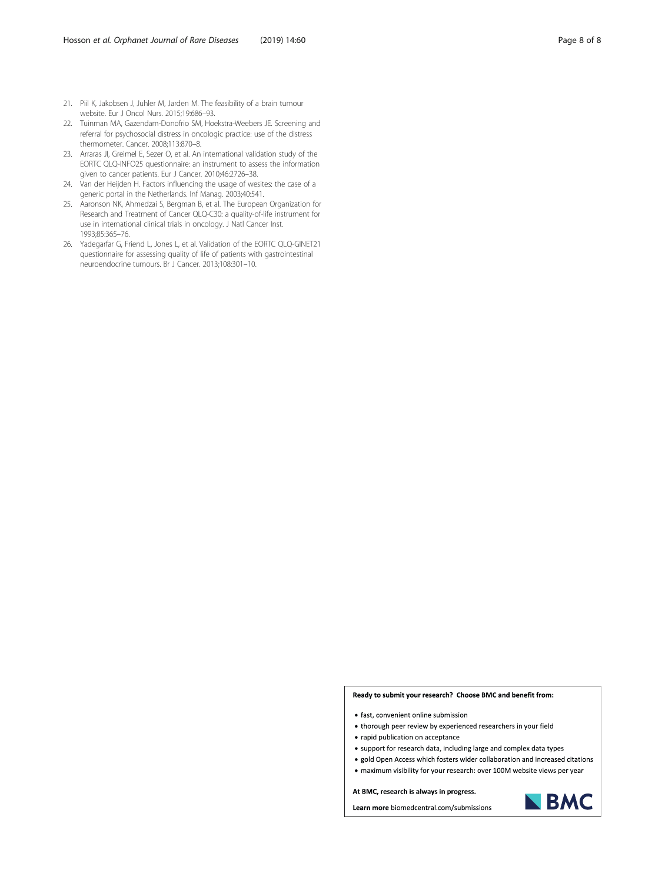21. Piil K, Jakobsen J, Juhler M, Jarden M. The feasibility of a brain tumour website. Eur J Oncol Nurs. 2015;19:686–93.
22. Tuinman MA, Gazendam-Donofrio SM, Hoekstra-Weebers JE. Screening and referral for psychosocial distress in oncologic practice: use of the distress thermometer. Cancer. 2008;113:870–8.
23. Arraras JI, Greimel E, Sezer O, et al. An international validation study of the EORTC QLQ-INFO25 questionnaire: an instrument to assess the information given to cancer patients. Eur J Cancer. 2010;46:2726–38.
24. Van der Heijden H. Factors influencing the usage of wesites: the case of a generic portal in the Netherlands. Inf Manag. 2003;40:541.
25. Aaronson NK, Ahmedzai S, Bergman B, et al. The European Organization for Research and Treatment of Cancer QLQ-C30: a quality-of-life instrument for use in international clinical trials in oncology. J Natl Cancer Inst. 1993;85:365–76.
26. Yadegarfar G, Friend L, Jones L, et al. Validation of the EORTC QLQ-GINET21 questionnaire for assessing quality of life of patients with gastrointestinal neuroendocrine tumours. Br J Cancer. 2013;108:301–10.

**Ready to submit your research? Choose BMC and benefit from:**

- fast, convenient online submission
- thorough peer review by experienced researchers in your field
- rapid publication on acceptance
- support for research data, including large and complex data types
- gold Open Access which fosters wider collaboration and increased citations
- maximum visibility for your research: over 100M website views per year

**At BMC, research is always in progress.**

**Learn more** biomedcentral.com/submissions

BMC